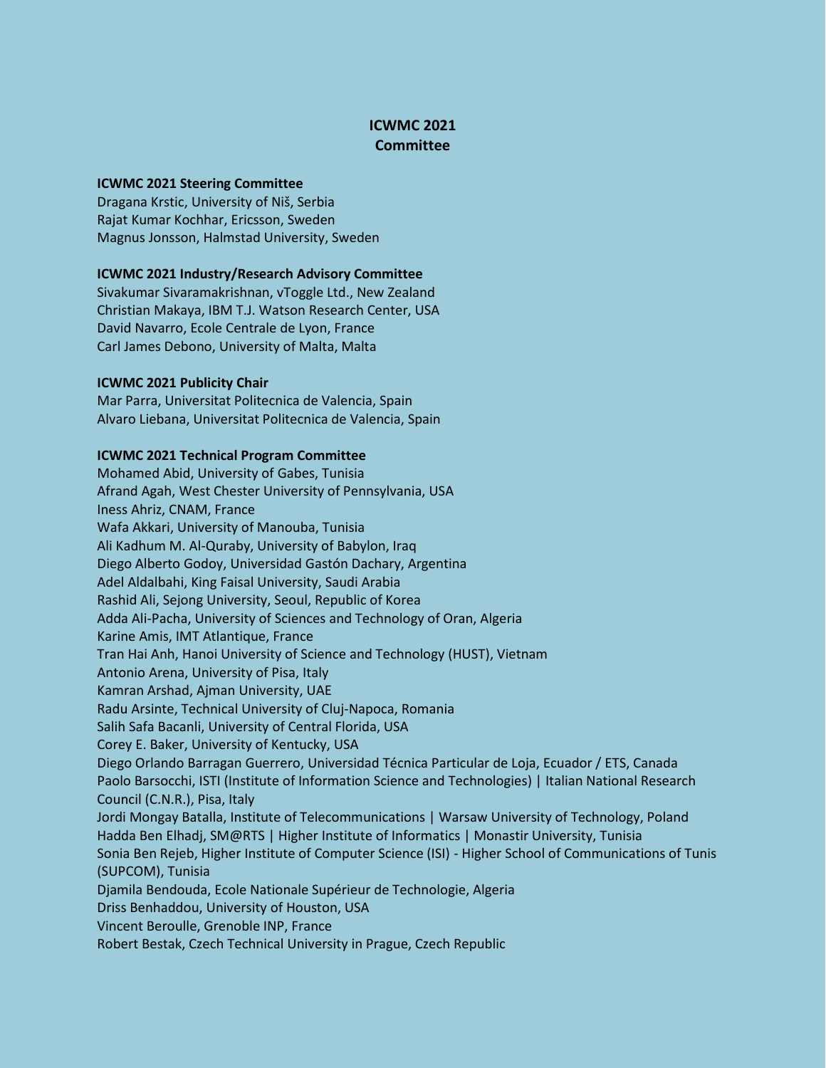# ICWMC 2021
# Committee

### ICWMC 2021 Steering Committee

Dragana Krstic, University of Niš, Serbia
Rajat Kumar Kochhar, Ericsson, Sweden
Magnus Jonsson, Halmstad University, Sweden

### ICWMC 2021 Industry/Research Advisory Committee

Sivakumar Sivaramakrishnan, vToggle Ltd., New Zealand
Christian Makaya, IBM T.J. Watson Research Center, USA
David Navarro, Ecole Centrale de Lyon, France
Carl James Debono, University of Malta, Malta

### ICWMC 2021 Publicity Chair

Mar Parra, Universitat Politecnica de Valencia, Spain
Alvaro Liebana, Universitat Politecnica de Valencia, Spain

### ICWMC 2021 Technical Program Committee

Mohamed Abid, University of Gabes, Tunisia
Afrand Agah, West Chester University of Pennsylvania, USA
Iness Ahriz, CNAM, France
Wafa Akkari, University of Manouba, Tunisia
Ali Kadhum M. Al-Quraby, University of Babylon, Iraq
Diego Alberto Godoy, Universidad Gastón Dachary, Argentina
Adel Aldalbahi, King Faisal University, Saudi Arabia
Rashid Ali, Sejong University, Seoul, Republic of Korea
Adda Ali-Pacha, University of Sciences and Technology of Oran, Algeria
Karine Amis, IMT Atlantique, France
Tran Hai Anh, Hanoi University of Science and Technology (HUST), Vietnam
Antonio Arena, University of Pisa, Italy
Kamran Arshad, Ajman University, UAE
Radu Arsinte, Technical University of Cluj-Napoca, Romania
Salih Safa Bacanli, University of Central Florida, USA
Corey E. Baker, University of Kentucky, USA
Diego Orlando Barragan Guerrero, Universidad Técnica Particular de Loja, Ecuador / ETS, Canada
Paolo Barsocchi, ISTI (Institute of Information Science and Technologies) | Italian National Research Council (C.N.R.), Pisa, Italy
Jordi Mongay Batalla, Institute of Telecommunications | Warsaw University of Technology, Poland
Hadda Ben Elhadj, SM@RTS | Higher Institute of Informatics | Monastir University, Tunisia
Sonia Ben Rejeb, Higher Institute of Computer Science (ISI) - Higher School of Communications of Tunis (SUPCOM), Tunisia
Djamila Bendouda, Ecole Nationale Supérieur de Technologie, Algeria
Driss Benhaddou, University of Houston, USA
Vincent Beroulle, Grenoble INP, France
Robert Bestak, Czech Technical University in Prague, Czech Republic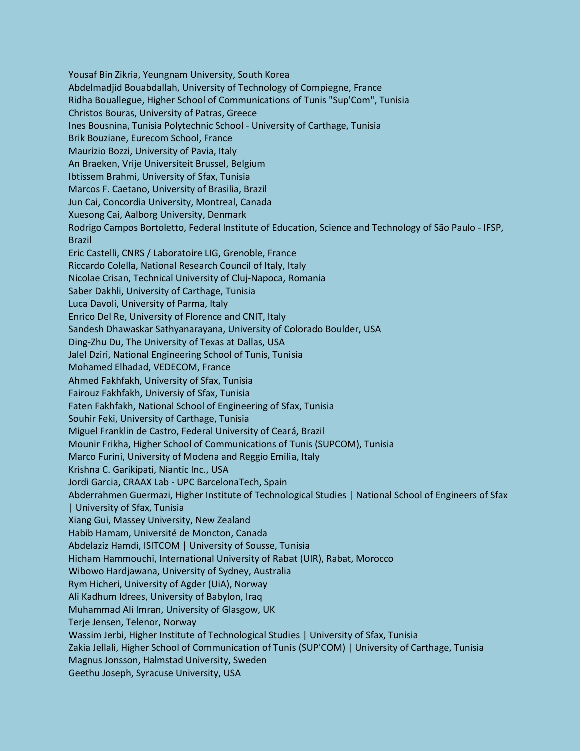Yousaf Bin Zikria, Yeungnam University, South Korea
Abdelmadjid Bouabdallah, University of Technology of Compiegne, France
Ridha Bouallegue, Higher School of Communications of Tunis "Sup'Com", Tunisia
Christos Bouras, University of Patras, Greece
Ines Bousnina, Tunisia Polytechnic School - University of Carthage, Tunisia
Brik Bouziane, Eurecom School, France
Maurizio Bozzi, University of Pavia, Italy
An Braeken, Vrije Universiteit Brussel, Belgium
Ibtissem Brahmi, University of Sfax, Tunisia
Marcos F. Caetano, University of Brasilia, Brazil
Jun Cai, Concordia University, Montreal, Canada
Xuesong Cai, Aalborg University, Denmark
Rodrigo Campos Bortoletto, Federal Institute of Education, Science and Technology of São Paulo - IFSP, Brazil
Eric Castelli, CNRS / Laboratoire LIG, Grenoble, France
Riccardo Colella, National Research Council of Italy, Italy
Nicolae Crisan, Technical University of Cluj-Napoca, Romania
Saber Dakhli, University of Carthage, Tunisia
Luca Davoli, University of Parma, Italy
Enrico Del Re, University of Florence and CNIT, Italy
Sandesh Dhawaskar Sathyanarayana, University of Colorado Boulder, USA
Ding-Zhu Du, The University of Texas at Dallas, USA
Jalel Dziri, National Engineering School of Tunis, Tunisia
Mohamed Elhadad, VEDECOM, France
Ahmed Fakhfakh, University of Sfax, Tunisia
Fairouz Fakhfakh, Universiy of Sfax, Tunisia
Faten Fakhfakh, National School of Engineering of Sfax, Tunisia
Souhir Feki, University of Carthage, Tunisia
Miguel Franklin de Castro, Federal University of Ceará, Brazil
Mounir Frikha, Higher School of Communications of Tunis (SUPCOM), Tunisia
Marco Furini, University of Modena and Reggio Emilia, Italy
Krishna C. Garikipati, Niantic Inc., USA
Jordi Garcia, CRAAX Lab - UPC BarcelonaTech, Spain
Abderrahmen Guermazi, Higher Institute of Technological Studies | National School of Engineers of Sfax | University of Sfax, Tunisia
Xiang Gui, Massey University, New Zealand
Habib Hamam, Université de Moncton, Canada
Abdelaziz Hamdi, ISITCOM | University of Sousse, Tunisia
Hicham Hammouchi, International University of Rabat (UIR), Rabat, Morocco
Wibowo Hardjawana, University of Sydney, Australia
Rym Hicheri, University of Agder (UiA), Norway
Ali Kadhum Idrees, University of Babylon, Iraq
Muhammad Ali Imran, University of Glasgow, UK
Terje Jensen, Telenor, Norway
Wassim Jerbi, Higher Institute of Technological Studies | University of Sfax, Tunisia
Zakia Jellali, Higher School of Communication of Tunis (SUP'COM) | University of Carthage, Tunisia
Magnus Jonsson, Halmstad University, Sweden
Geethu Joseph, Syracuse University, USA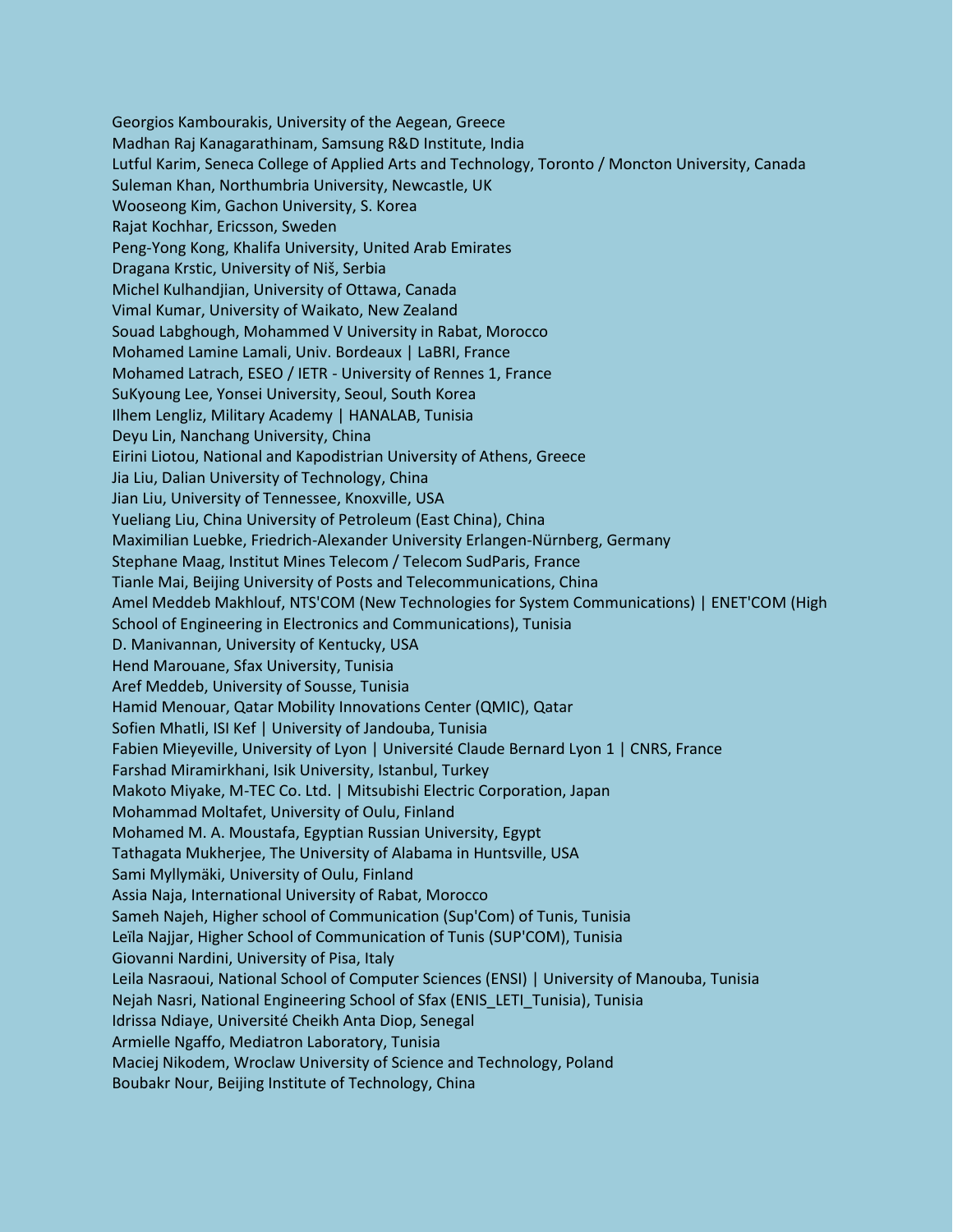Georgios Kambourakis, University of the Aegean, Greece
Madhan Raj Kanagarathinam, Samsung R&D Institute, India
Lutful Karim, Seneca College of Applied Arts and Technology, Toronto / Moncton University, Canada
Suleman Khan, Northumbria University, Newcastle, UK
Wooseong Kim, Gachon University, S. Korea
Rajat Kochhar, Ericsson, Sweden
Peng-Yong Kong, Khalifa University, United Arab Emirates
Dragana Krstic, University of Niš, Serbia
Michel Kulhandjian, University of Ottawa, Canada
Vimal Kumar, University of Waikato, New Zealand
Souad Labghough, Mohammed V University in Rabat, Morocco
Mohamed Lamine Lamali, Univ. Bordeaux | LaBRI, France
Mohamed Latrach, ESEO / IETR - University of Rennes 1, France
SuKyoung Lee, Yonsei University, Seoul, South Korea
Ilhem Lengliz, Military Academy | HANALAB, Tunisia
Deyu Lin, Nanchang University, China
Eirini Liotou, National and Kapodistrian University of Athens, Greece
Jia Liu, Dalian University of Technology, China
Jian Liu, University of Tennessee, Knoxville, USA
Yueliang Liu, China University of Petroleum (East China), China
Maximilian Luebke, Friedrich-Alexander University Erlangen-Nürnberg, Germany
Stephane Maag, Institut Mines Telecom / Telecom SudParis, France
Tianle Mai, Beijing University of Posts and Telecommunications, China
Amel Meddeb Makhlouf, NTS'COM (New Technologies for System Communications) | ENET'COM (High School of Engineering in Electronics and Communications), Tunisia
D. Manivannan, University of Kentucky, USA
Hend Marouane, Sfax University, Tunisia
Aref Meddeb, University of Sousse, Tunisia
Hamid Menouar, Qatar Mobility Innovations Center (QMIC), Qatar
Sofien Mhatli, ISI Kef | University of Jandouba, Tunisia
Fabien Mieyeville, University of Lyon | Université Claude Bernard Lyon 1 | CNRS, France
Farshad Miramirkhani, Isik University, Istanbul, Turkey
Makoto Miyake, M-TEC Co. Ltd. | Mitsubishi Electric Corporation, Japan
Mohammad Moltafet, University of Oulu, Finland
Mohamed M. A. Moustafa, Egyptian Russian University, Egypt
Tathagata Mukherjee, The University of Alabama in Huntsville, USA
Sami Myllymäki, University of Oulu, Finland
Assia Naja, International University of Rabat, Morocco
Sameh Najeh, Higher school of Communication (Sup'Com) of Tunis, Tunisia
Leïla Najjar, Higher School of Communication of Tunis (SUP'COM), Tunisia
Giovanni Nardini, University of Pisa, Italy
Leila Nasraoui, National School of Computer Sciences (ENSI) | University of Manouba, Tunisia
Nejah Nasri, National Engineering School of Sfax (ENIS_LETI_Tunisia), Tunisia
Idrissa Ndiaye, Université Cheikh Anta Diop, Senegal
Armielle Ngaffo, Mediatron Laboratory, Tunisia
Maciej Nikodem, Wroclaw University of Science and Technology, Poland
Boubakr Nour, Beijing Institute of Technology, China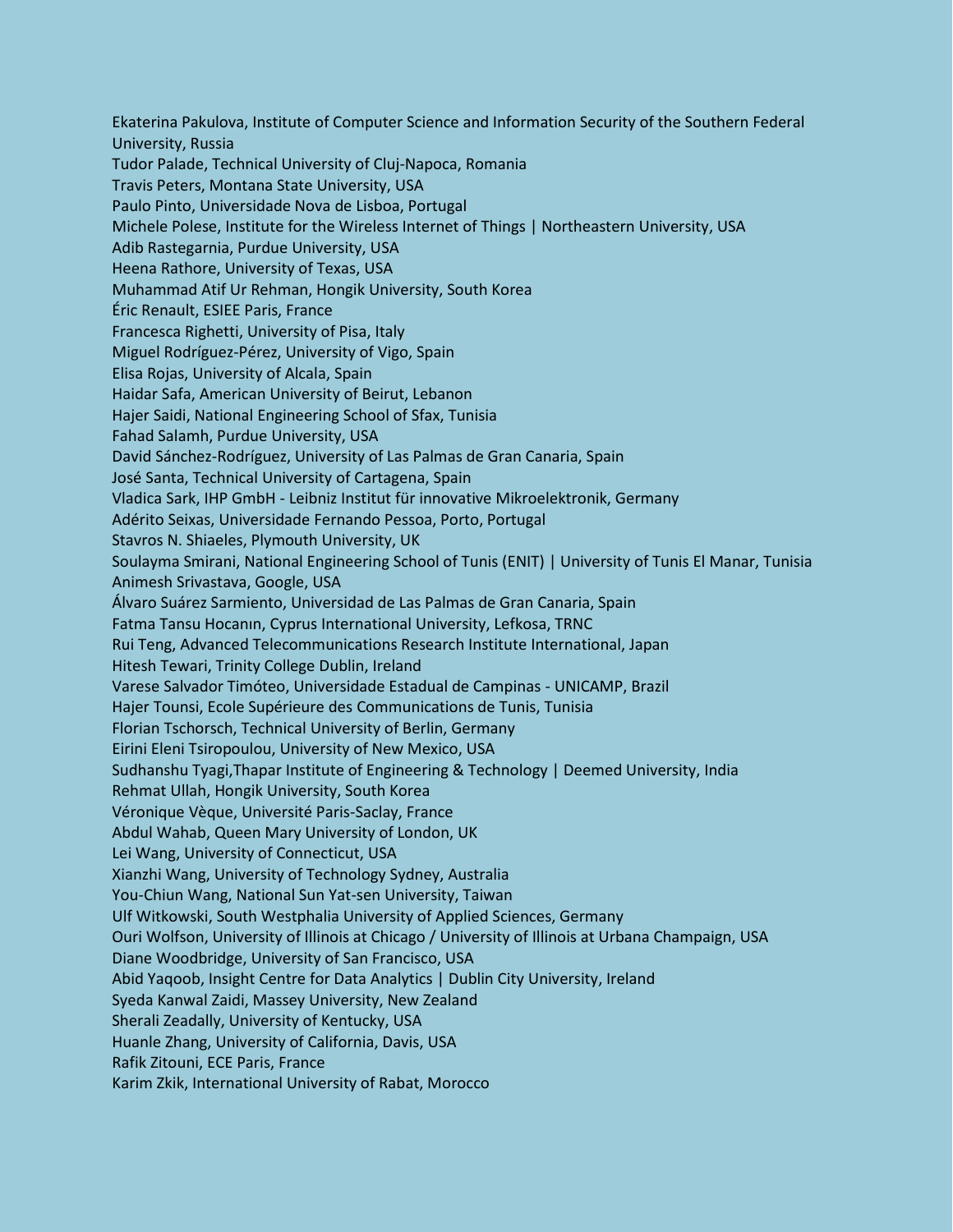Ekaterina Pakulova, Institute of Computer Science and Information Security of the Southern Federal University, Russia
Tudor Palade, Technical University of Cluj-Napoca, Romania
Travis Peters, Montana State University, USA
Paulo Pinto, Universidade Nova de Lisboa, Portugal
Michele Polese, Institute for the Wireless Internet of Things | Northeastern University, USA
Adib Rastegarnia, Purdue University, USA
Heena Rathore, University of Texas, USA
Muhammad Atif Ur Rehman, Hongik University, South Korea
Éric Renault, ESIEE Paris, France
Francesca Righetti, University of Pisa, Italy
Miguel Rodríguez-Pérez, University of Vigo, Spain
Elisa Rojas, University of Alcala, Spain
Haidar Safa, American University of Beirut, Lebanon
Hajer Saidi, National Engineering School of Sfax, Tunisia
Fahad Salamh, Purdue University, USA
David Sánchez-Rodríguez, University of Las Palmas de Gran Canaria, Spain
José Santa, Technical University of Cartagena, Spain
Vladica Sark, IHP GmbH - Leibniz Institut für innovative Mikroelektronik, Germany
Adérito Seixas, Universidade Fernando Pessoa, Porto, Portugal
Stavros N. Shiaeles, Plymouth University, UK
Soulayma Smirani, National Engineering School of Tunis (ENIT) | University of Tunis El Manar, Tunisia
Animesh Srivastava, Google, USA
Álvaro Suárez Sarmiento, Universidad de Las Palmas de Gran Canaria, Spain
Fatma Tansu Hocanın, Cyprus International University, Lefkosa, TRNC
Rui Teng, Advanced Telecommunications Research Institute International, Japan
Hitesh Tewari, Trinity College Dublin, Ireland
Varese Salvador Timóteo, Universidade Estadual de Campinas - UNICAMP, Brazil
Hajer Tounsi, Ecole Supérieure des Communications de Tunis, Tunisia
Florian Tschorsch, Technical University of Berlin, Germany
Eirini Eleni Tsiropoulou, University of New Mexico, USA
Sudhanshu Tyagi,Thapar Institute of Engineering & Technology | Deemed University, India
Rehmat Ullah, Hongik University, South Korea
Véronique Vèque, Université Paris-Saclay, France
Abdul Wahab, Queen Mary University of London, UK
Lei Wang, University of Connecticut, USA
Xianzhi Wang, University of Technology Sydney, Australia
You-Chiun Wang, National Sun Yat-sen University, Taiwan
Ulf Witkowski, South Westphalia University of Applied Sciences, Germany
Ouri Wolfson, University of Illinois at Chicago / University of Illinois at Urbana Champaign, USA
Diane Woodbridge, University of San Francisco, USA
Abid Yaqoob, Insight Centre for Data Analytics | Dublin City University, Ireland
Syeda Kanwal Zaidi, Massey University, New Zealand
Sherali Zeadally, University of Kentucky, USA
Huanle Zhang, University of California, Davis, USA
Rafik Zitouni, ECE Paris, France
Karim Zkik, International University of Rabat, Morocco